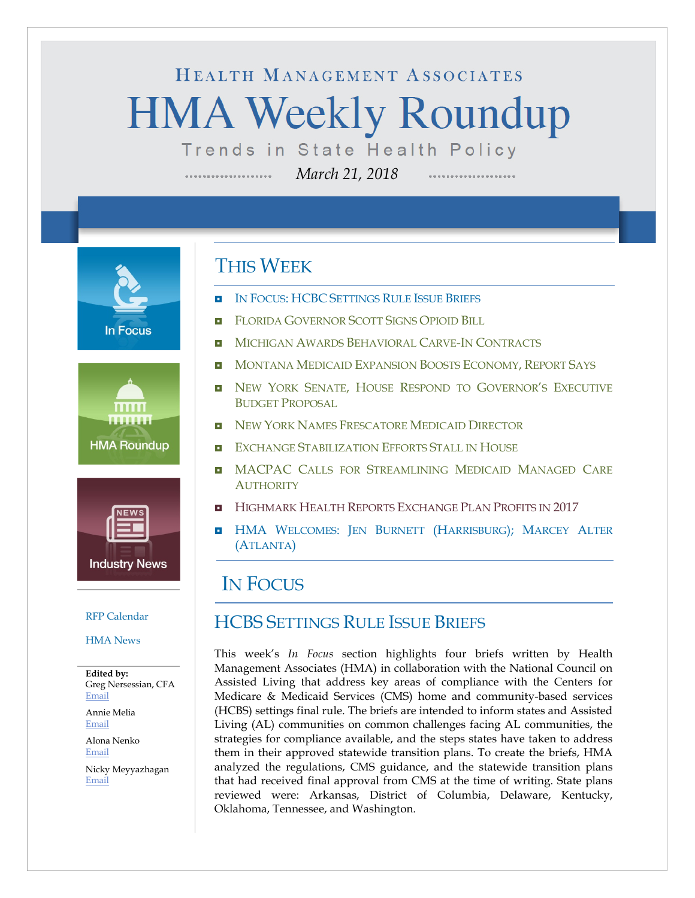Health Management Associates

# HMA Weekly Roundup

Trends in State Health Policy

*March 21, 2018*

In Focus

HMA Roundup

Industry News

RFP Calendar

HMA News

**Edited by:**
Greg Nersessian, CFA
Email

Annie Melia
Email

Alona Nenko
Email

Nicky Meyyazhagan
Email

## This Week

- In Focus: HCBC Settings Rule Issue Briefs
- Florida Governor Scott Signs Opioid Bill
- Michigan Awards Behavioral Carve-In Contracts
- Montana Medicaid Expansion Boosts Economy, Report Says
- New York Senate, House Respond to Governor's Executive Budget Proposal
- New York Names Frescatore Medicaid Director
- Exchange Stabilization Efforts Stall in House
- MACPAC Calls for Streamlining Medicaid Managed Care Authority
- Highmark Health Reports Exchange Plan Profits in 2017
- HMA Welcomes: Jen Burnett (Harrisburg); Marcey Alter (Atlanta)

## In Focus

### HCBS Settings Rule Issue Briefs

This week's *In Focus* section highlights four briefs written by Health Management Associates (HMA) in collaboration with the National Council on Assisted Living that address key areas of compliance with the Centers for Medicare & Medicaid Services (CMS) home and community-based services (HCBS) settings final rule. The briefs are intended to inform states and Assisted Living (AL) communities on common challenges facing AL communities, the strategies for compliance available, and the steps states have taken to address them in their approved statewide transition plans. To create the briefs, HMA analyzed the regulations, CMS guidance, and the statewide transition plans that had received final approval from CMS at the time of writing. State plans reviewed were: Arkansas, District of Columbia, Delaware, Kentucky, Oklahoma, Tennessee, and Washington.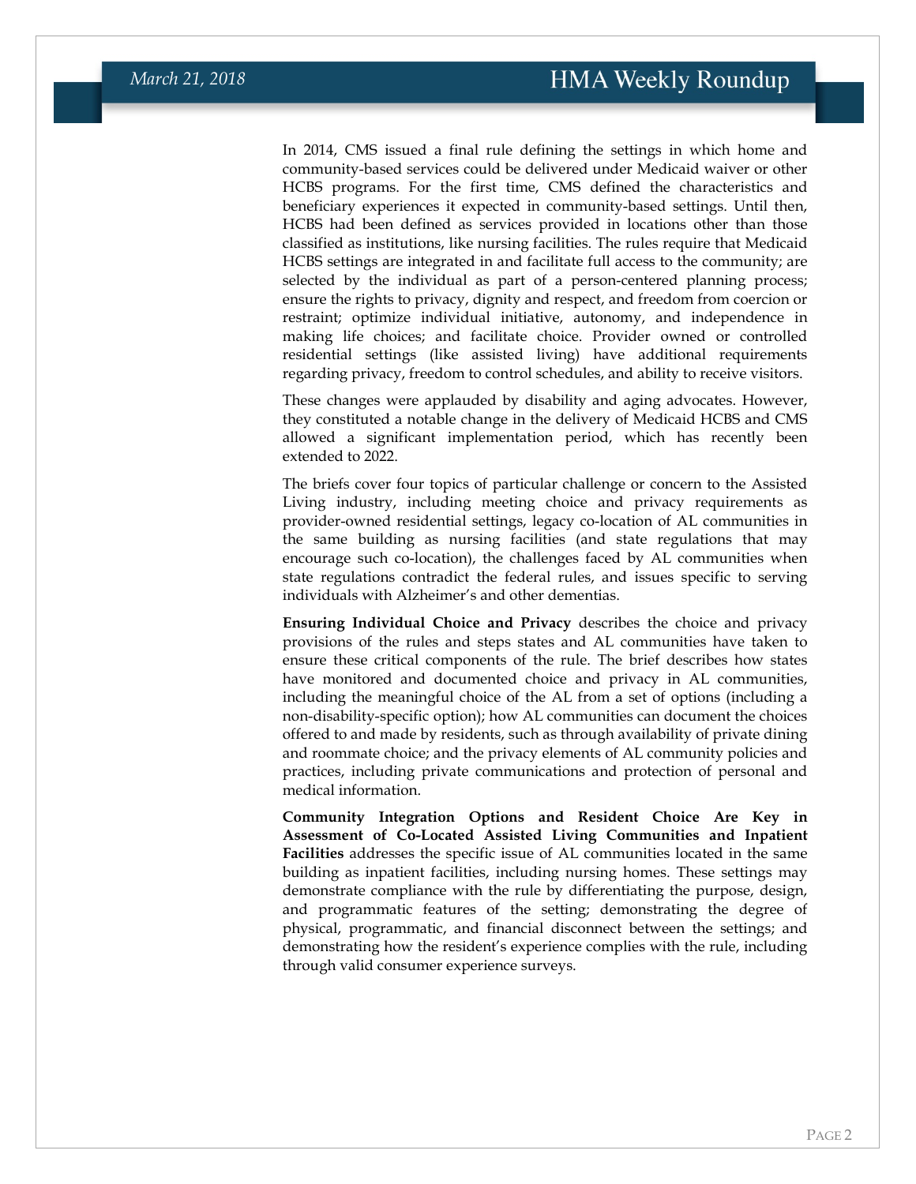In 2014, CMS issued a final rule defining the settings in which home and community-based services could be delivered under Medicaid waiver or other HCBS programs. For the first time, CMS defined the characteristics and beneficiary experiences it expected in community-based settings. Until then, HCBS had been defined as services provided in locations other than those classified as institutions, like nursing facilities. The rules require that Medicaid HCBS settings are integrated in and facilitate full access to the community; are selected by the individual as part of a person-centered planning process; ensure the rights to privacy, dignity and respect, and freedom from coercion or restraint; optimize individual initiative, autonomy, and independence in making life choices; and facilitate choice. Provider owned or controlled residential settings (like assisted living) have additional requirements regarding privacy, freedom to control schedules, and ability to receive visitors.

These changes were applauded by disability and aging advocates. However, they constituted a notable change in the delivery of Medicaid HCBS and CMS allowed a significant implementation period, which has recently been extended to 2022.

The briefs cover four topics of particular challenge or concern to the Assisted Living industry, including meeting choice and privacy requirements as provider-owned residential settings, legacy co-location of AL communities in the same building as nursing facilities (and state regulations that may encourage such co-location), the challenges faced by AL communities when state regulations contradict the federal rules, and issues specific to serving individuals with Alzheimer's and other dementias.

**Ensuring Individual Choice and Privacy** describes the choice and privacy provisions of the rules and steps states and AL communities have taken to ensure these critical components of the rule. The brief describes how states have monitored and documented choice and privacy in AL communities, including the meaningful choice of the AL from a set of options (including a non-disability-specific option); how AL communities can document the choices offered to and made by residents, such as through availability of private dining and roommate choice; and the privacy elements of AL community policies and practices, including private communications and protection of personal and medical information.

**Community Integration Options and Resident Choice Are Key in Assessment of Co-Located Assisted Living Communities and Inpatient Facilities** addresses the specific issue of AL communities located in the same building as inpatient facilities, including nursing homes. These settings may demonstrate compliance with the rule by differentiating the purpose, design, and programmatic features of the setting; demonstrating the degree of physical, programmatic, and financial disconnect between the settings; and demonstrating how the resident's experience complies with the rule, including through valid consumer experience surveys.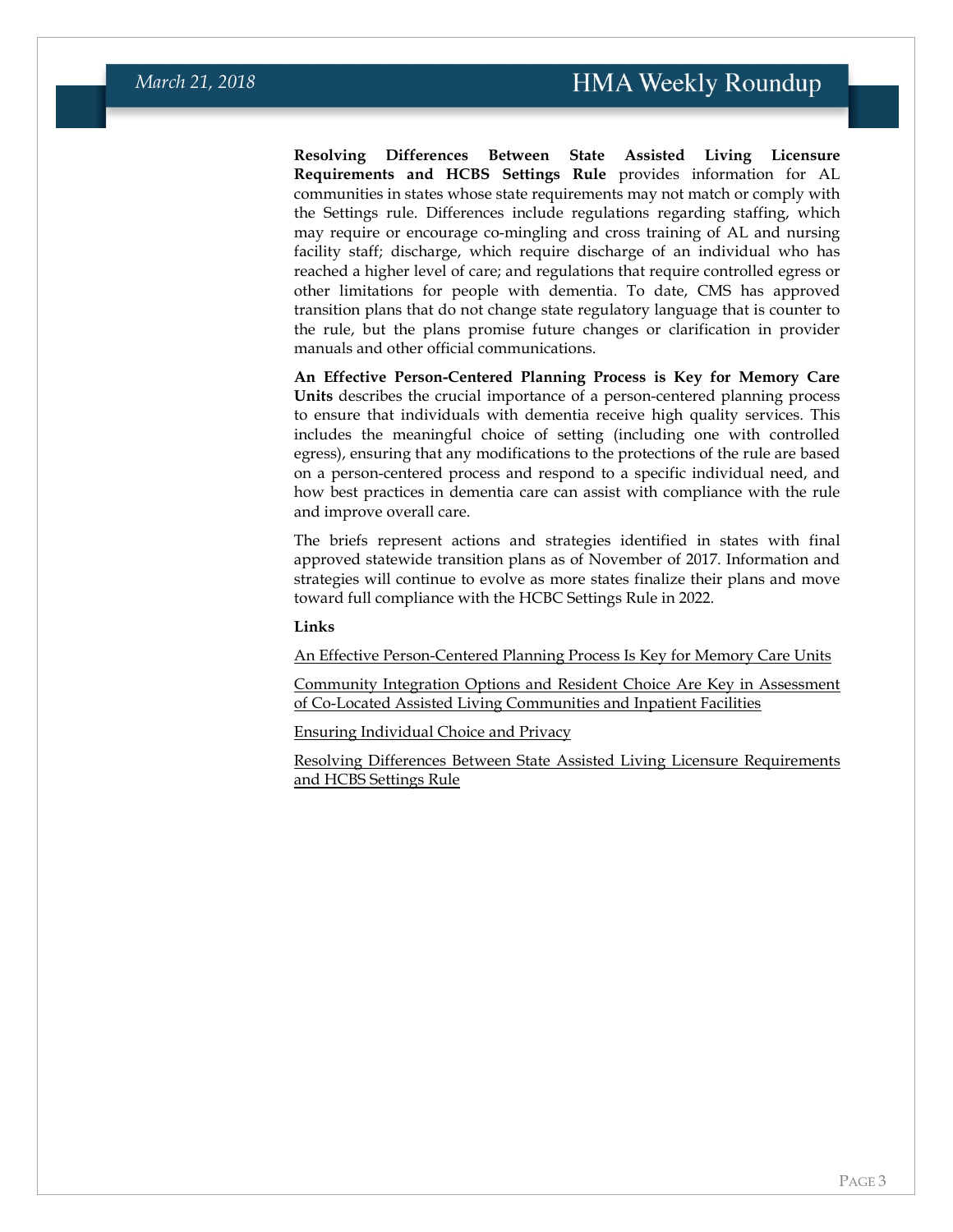**Resolving Differences Between State Assisted Living Licensure Requirements and HCBS Settings Rule** provides information for AL communities in states whose state requirements may not match or comply with the Settings rule. Differences include regulations regarding staffing, which may require or encourage co-mingling and cross training of AL and nursing facility staff; discharge, which require discharge of an individual who has reached a higher level of care; and regulations that require controlled egress or other limitations for people with dementia. To date, CMS has approved transition plans that do not change state regulatory language that is counter to the rule, but the plans promise future changes or clarification in provider manuals and other official communications.

**An Effective Person-Centered Planning Process is Key for Memory Care Units** describes the crucial importance of a person-centered planning process to ensure that individuals with dementia receive high quality services. This includes the meaningful choice of setting (including one with controlled egress), ensuring that any modifications to the protections of the rule are based on a person-centered process and respond to a specific individual need, and how best practices in dementia care can assist with compliance with the rule and improve overall care.

The briefs represent actions and strategies identified in states with final approved statewide transition plans as of November of 2017. Information and strategies will continue to evolve as more states finalize their plans and move toward full compliance with the HCBC Settings Rule in 2022.

**Links**

An Effective Person-Centered Planning Process Is Key for Memory Care Units

Community Integration Options and Resident Choice Are Key in Assessment of Co-Located Assisted Living Communities and Inpatient Facilities

Ensuring Individual Choice and Privacy

Resolving Differences Between State Assisted Living Licensure Requirements and HCBS Settings Rule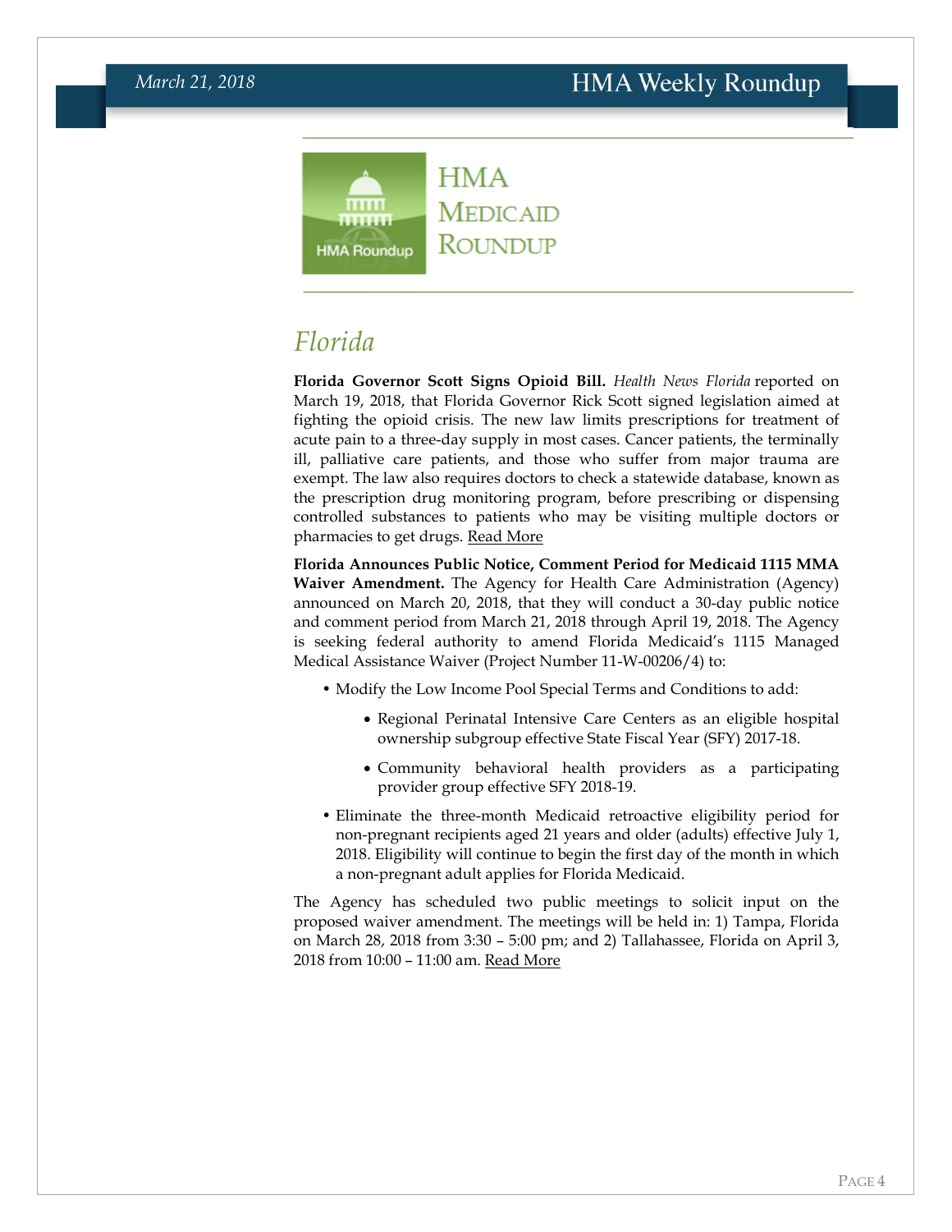# HMA Medicaid Roundup

## Florida

**Florida Governor Scott Signs Opioid Bill.** *Health News Florida* reported on March 19, 2018, that Florida Governor Rick Scott signed legislation aimed at fighting the opioid crisis. The new law limits prescriptions for treatment of acute pain to a three-day supply in most cases. Cancer patients, the terminally ill, palliative care patients, and those who suffer from major trauma are exempt. The law also requires doctors to check a statewide database, known as the prescription drug monitoring program, before prescribing or dispensing controlled substances to patients who may be visiting multiple doctors or pharmacies to get drugs. Read More

**Florida Announces Public Notice, Comment Period for Medicaid 1115 MMA Waiver Amendment.** The Agency for Health Care Administration (Agency) announced on March 20, 2018, that they will conduct a 30-day public notice and comment period from March 21, 2018 through April 19, 2018. The Agency is seeking federal authority to amend Florida Medicaid's 1115 Managed Medical Assistance Waiver (Project Number 11-W-00206/4) to:

- Modify the Low Income Pool Special Terms and Conditions to add:
  - Regional Perinatal Intensive Care Centers as an eligible hospital ownership subgroup effective State Fiscal Year (SFY) 2017-18.
  - Community behavioral health providers as a participating provider group effective SFY 2018-19.
- Eliminate the three-month Medicaid retroactive eligibility period for non-pregnant recipients aged 21 years and older (adults) effective July 1, 2018. Eligibility will continue to begin the first day of the month in which a non-pregnant adult applies for Florida Medicaid.

The Agency has scheduled two public meetings to solicit input on the proposed waiver amendment. The meetings will be held in: 1) Tampa, Florida on March 28, 2018 from 3:30 – 5:00 pm; and 2) Tallahassee, Florida on April 3, 2018 from 10:00 – 11:00 am. Read More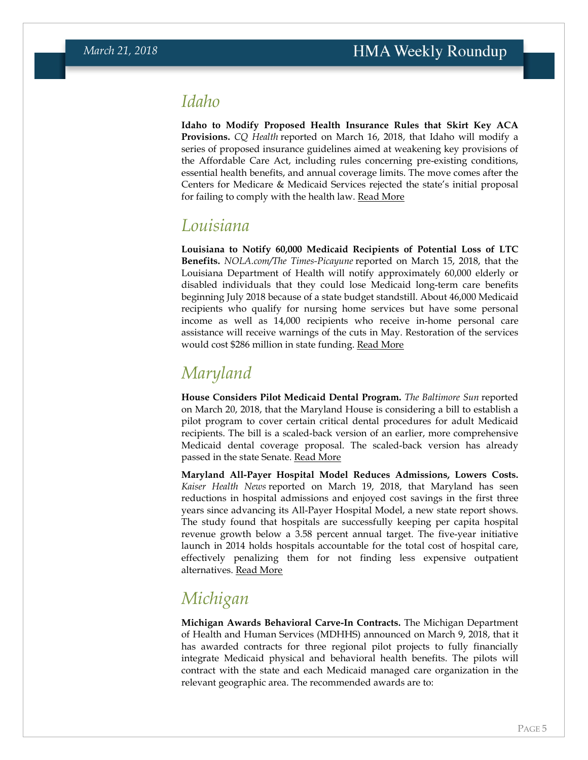## Idaho

**Idaho to Modify Proposed Health Insurance Rules that Skirt Key ACA Provisions.** *CQ Health* reported on March 16, 2018, that Idaho will modify a series of proposed insurance guidelines aimed at weakening key provisions of the Affordable Care Act, including rules concerning pre-existing conditions, essential health benefits, and annual coverage limits. The move comes after the Centers for Medicare & Medicaid Services rejected the state's initial proposal for failing to comply with the health law. Read More

## Louisiana

**Louisiana to Notify 60,000 Medicaid Recipients of Potential Loss of LTC Benefits.** *NOLA.com/The Times-Picayune* reported on March 15, 2018, that the Louisiana Department of Health will notify approximately 60,000 elderly or disabled individuals that they could lose Medicaid long-term care benefits beginning July 2018 because of a state budget standstill. About 46,000 Medicaid recipients who qualify for nursing home services but have some personal income as well as 14,000 recipients who receive in-home personal care assistance will receive warnings of the cuts in May. Restoration of the services would cost $286 million in state funding. Read More

## Maryland

**House Considers Pilot Medicaid Dental Program.** *The Baltimore Sun* reported on March 20, 2018, that the Maryland House is considering a bill to establish a pilot program to cover certain critical dental procedures for adult Medicaid recipients. The bill is a scaled-back version of an earlier, more comprehensive Medicaid dental coverage proposal. The scaled-back version has already passed in the state Senate. Read More

**Maryland All-Payer Hospital Model Reduces Admissions, Lowers Costs.** *Kaiser Health News* reported on March 19, 2018, that Maryland has seen reductions in hospital admissions and enjoyed cost savings in the first three years since advancing its All-Payer Hospital Model, a new state report shows. The study found that hospitals are successfully keeping per capita hospital revenue growth below a 3.58 percent annual target. The five-year initiative launch in 2014 holds hospitals accountable for the total cost of hospital care, effectively penalizing them for not finding less expensive outpatient alternatives. Read More

## Michigan

**Michigan Awards Behavioral Carve-In Contracts.** The Michigan Department of Health and Human Services (MDHHS) announced on March 9, 2018, that it has awarded contracts for three regional pilot projects to fully financially integrate Medicaid physical and behavioral health benefits. The pilots will contract with the state and each Medicaid managed care organization in the relevant geographic area. The recommended awards are to: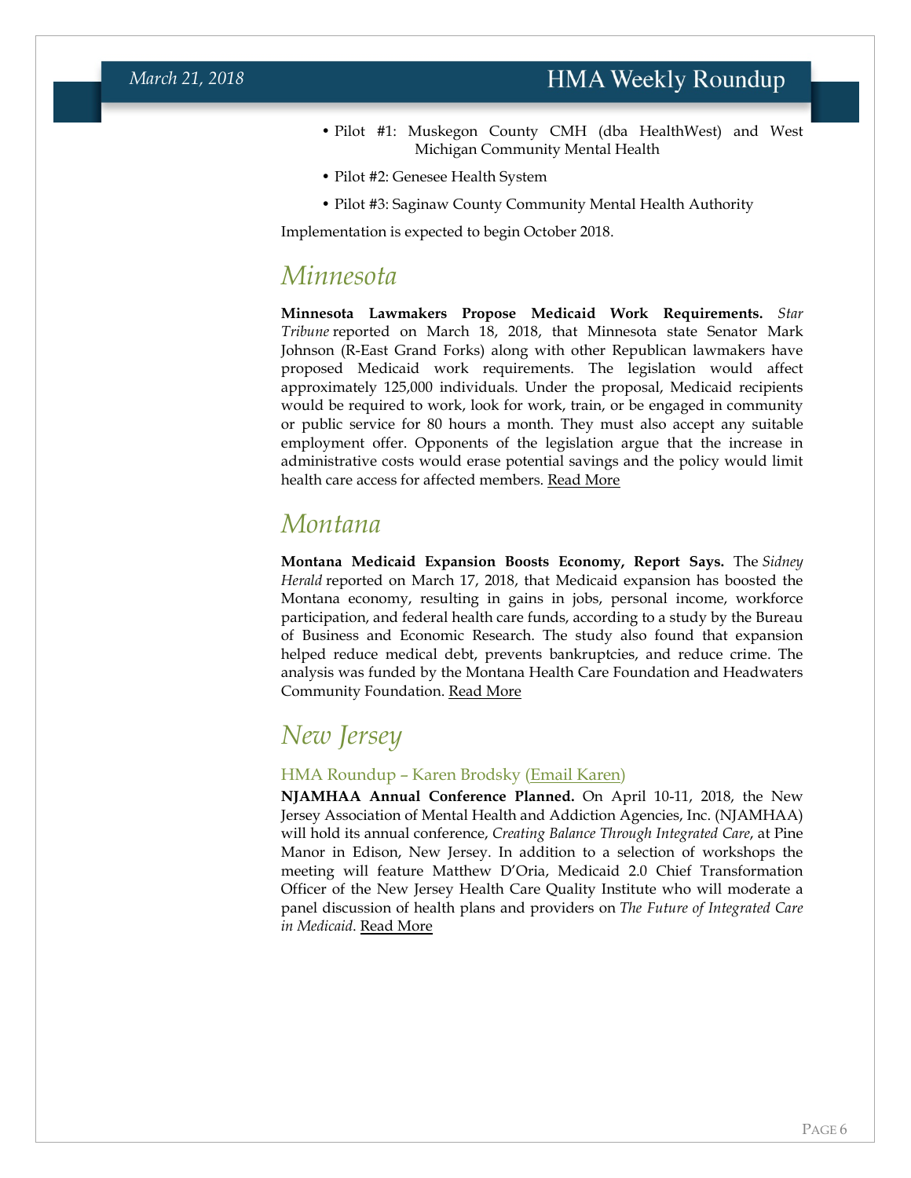- Pilot #1: Muskegon County CMH (dba HealthWest) and West Michigan Community Mental Health
- Pilot #2: Genesee Health System
- Pilot #3: Saginaw County Community Mental Health Authority

Implementation is expected to begin October 2018.

## *Minnesota*

**Minnesota Lawmakers Propose Medicaid Work Requirements.** *Star Tribune* reported on March 18, 2018, that Minnesota state Senator Mark Johnson (R-East Grand Forks) along with other Republican lawmakers have proposed Medicaid work requirements. The legislation would affect approximately 125,000 individuals. Under the proposal, Medicaid recipients would be required to work, look for work, train, or be engaged in community or public service for 80 hours a month. They must also accept any suitable employment offer. Opponents of the legislation argue that the increase in administrative costs would erase potential savings and the policy would limit health care access for affected members. Read More

## *Montana*

**Montana Medicaid Expansion Boosts Economy, Report Says.** The *Sidney Herald* reported on March 17, 2018, that Medicaid expansion has boosted the Montana economy, resulting in gains in jobs, personal income, workforce participation, and federal health care funds, according to a study by the Bureau of Business and Economic Research. The study also found that expansion helped reduce medical debt, prevents bankruptcies, and reduce crime. The analysis was funded by the Montana Health Care Foundation and Headwaters Community Foundation. Read More

## *New Jersey*

### HMA Roundup – Karen Brodsky (Email Karen)

**NJAMHAA Annual Conference Planned.** On April 10-11, 2018, the New Jersey Association of Mental Health and Addiction Agencies, Inc. (NJAMHAA) will hold its annual conference, *Creating Balance Through Integrated Care*, at Pine Manor in Edison, New Jersey. In addition to a selection of workshops the meeting will feature Matthew D'Oria, Medicaid 2.0 Chief Transformation Officer of the New Jersey Health Care Quality Institute who will moderate a panel discussion of health plans and providers on *The Future of Integrated Care in Medicaid*. Read More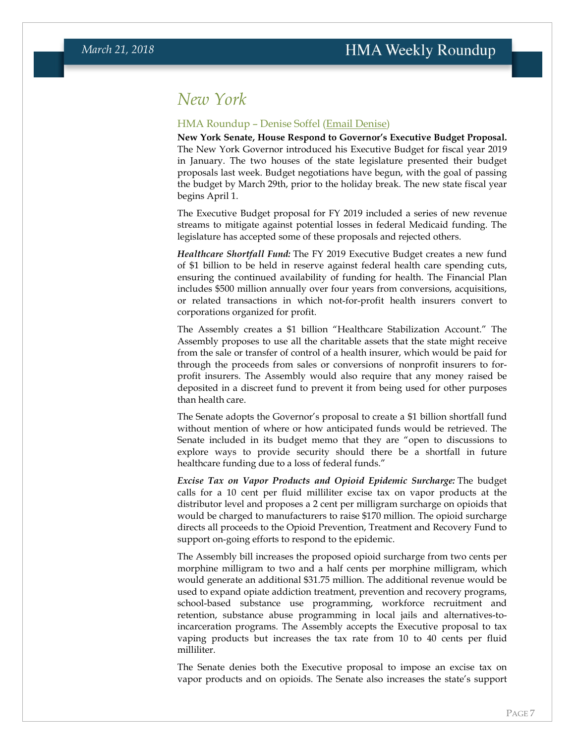# New York

### HMA Roundup – Denise Soffel (Email Denise)

**New York Senate, House Respond to Governor's Executive Budget Proposal.** The New York Governor introduced his Executive Budget for fiscal year 2019 in January. The two houses of the state legislature presented their budget proposals last week. Budget negotiations have begun, with the goal of passing the budget by March 29th, prior to the holiday break. The new state fiscal year begins April 1.

The Executive Budget proposal for FY 2019 included a series of new revenue streams to mitigate against potential losses in federal Medicaid funding. The legislature has accepted some of these proposals and rejected others.

***Healthcare Shortfall Fund:*** The FY 2019 Executive Budget creates a new fund of $1 billion to be held in reserve against federal health care spending cuts, ensuring the continued availability of funding for health. The Financial Plan includes $500 million annually over four years from conversions, acquisitions, or related transactions in which not-for-profit health insurers convert to corporations organized for profit.

The Assembly creates a $1 billion "Healthcare Stabilization Account." The Assembly proposes to use all the charitable assets that the state might receive from the sale or transfer of control of a health insurer, which would be paid for through the proceeds from sales or conversions of nonprofit insurers to for-profit insurers. The Assembly would also require that any money raised be deposited in a discreet fund to prevent it from being used for other purposes than health care.

The Senate adopts the Governor's proposal to create a $1 billion shortfall fund without mention of where or how anticipated funds would be retrieved. The Senate included in its budget memo that they are "open to discussions to explore ways to provide security should there be a shortfall in future healthcare funding due to a loss of federal funds."

***Excise Tax on Vapor Products and Opioid Epidemic Surcharge:*** The budget calls for a 10 cent per fluid milliliter excise tax on vapor products at the distributor level and proposes a 2 cent per milligram surcharge on opioids that would be charged to manufacturers to raise $170 million. The opioid surcharge directs all proceeds to the Opioid Prevention, Treatment and Recovery Fund to support on-going efforts to respond to the epidemic.

The Assembly bill increases the proposed opioid surcharge from two cents per morphine milligram to two and a half cents per morphine milligram, which would generate an additional $31.75 million. The additional revenue would be used to expand opiate addiction treatment, prevention and recovery programs, school-based substance use programming, workforce recruitment and retention, substance abuse programming in local jails and alternatives-to-incarceration programs. The Assembly accepts the Executive proposal to tax vaping products but increases the tax rate from 10 to 40 cents per fluid milliliter.

The Senate denies both the Executive proposal to impose an excise tax on vapor products and on opioids. The Senate also increases the state's support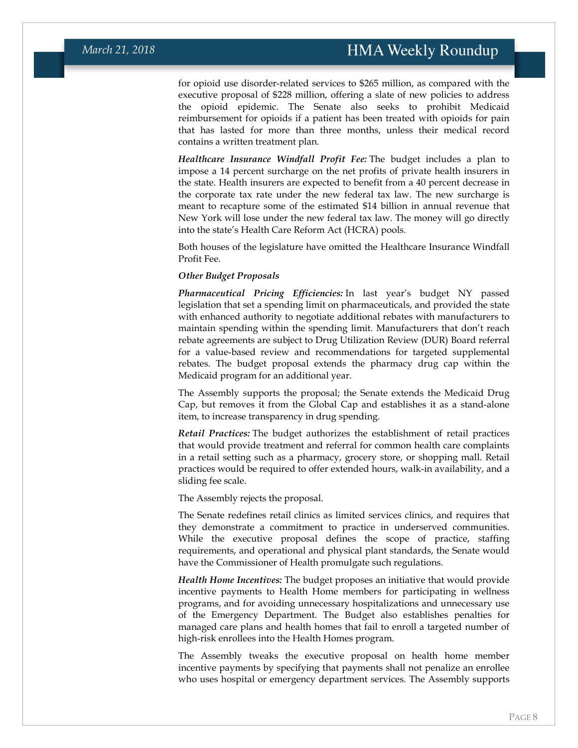for opioid use disorder-related services to $265 million, as compared with the executive proposal of $228 million, offering a slate of new policies to address the opioid epidemic. The Senate also seeks to prohibit Medicaid reimbursement for opioids if a patient has been treated with opioids for pain that has lasted for more than three months, unless their medical record contains a written treatment plan.

***Healthcare Insurance Windfall Profit Fee:*** The budget includes a plan to impose a 14 percent surcharge on the net profits of private health insurers in the state. Health insurers are expected to benefit from a 40 percent decrease in the corporate tax rate under the new federal tax law. The new surcharge is meant to recapture some of the estimated $14 billion in annual revenue that New York will lose under the new federal tax law. The money will go directly into the state's Health Care Reform Act (HCRA) pools.

Both houses of the legislature have omitted the Healthcare Insurance Windfall Profit Fee.

***Other Budget Proposals***

***Pharmaceutical Pricing Efficiencies:*** In last year's budget NY passed legislation that set a spending limit on pharmaceuticals, and provided the state with enhanced authority to negotiate additional rebates with manufacturers to maintain spending within the spending limit. Manufacturers that don't reach rebate agreements are subject to Drug Utilization Review (DUR) Board referral for a value-based review and recommendations for targeted supplemental rebates. The budget proposal extends the pharmacy drug cap within the Medicaid program for an additional year.

The Assembly supports the proposal; the Senate extends the Medicaid Drug Cap, but removes it from the Global Cap and establishes it as a stand-alone item, to increase transparency in drug spending.

***Retail Practices:*** The budget authorizes the establishment of retail practices that would provide treatment and referral for common health care complaints in a retail setting such as a pharmacy, grocery store, or shopping mall. Retail practices would be required to offer extended hours, walk-in availability, and a sliding fee scale.

The Assembly rejects the proposal.

The Senate redefines retail clinics as limited services clinics, and requires that they demonstrate a commitment to practice in underserved communities. While the executive proposal defines the scope of practice, staffing requirements, and operational and physical plant standards, the Senate would have the Commissioner of Health promulgate such regulations.

***Health Home Incentives:*** The budget proposes an initiative that would provide incentive payments to Health Home members for participating in wellness programs, and for avoiding unnecessary hospitalizations and unnecessary use of the Emergency Department. The Budget also establishes penalties for managed care plans and health homes that fail to enroll a targeted number of high-risk enrollees into the Health Homes program.

The Assembly tweaks the executive proposal on health home member incentive payments by specifying that payments shall not penalize an enrollee who uses hospital or emergency department services. The Assembly supports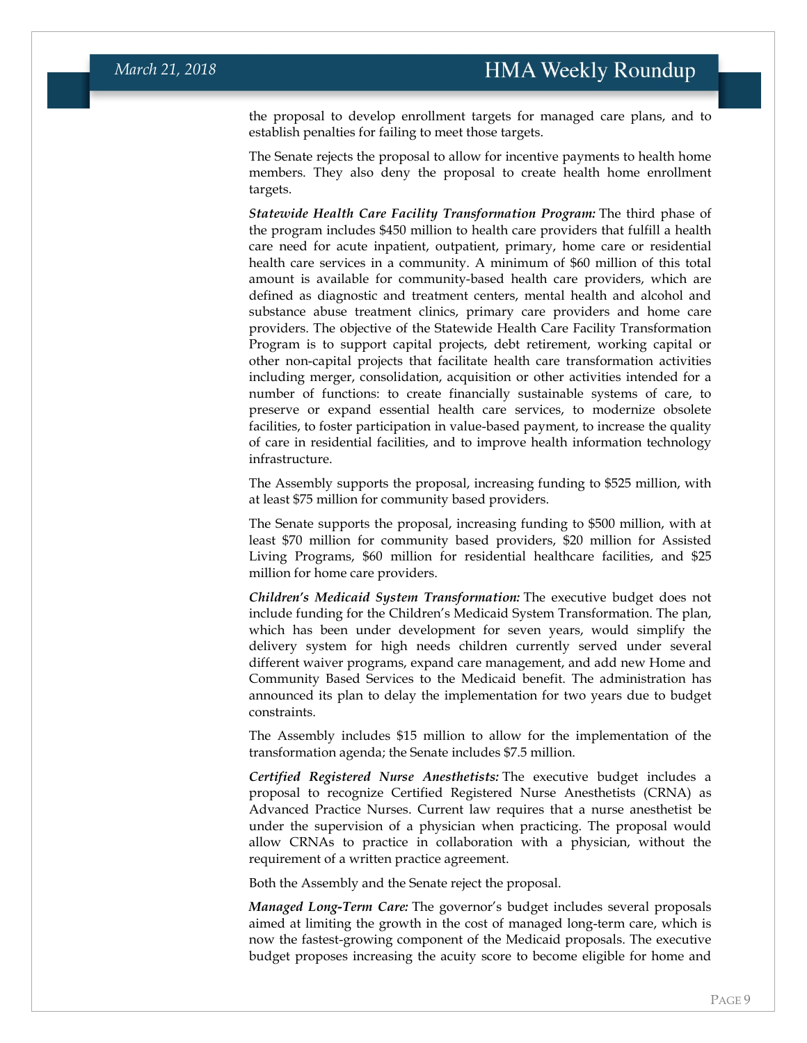the proposal to develop enrollment targets for managed care plans, and to establish penalties for failing to meet those targets.

The Senate rejects the proposal to allow for incentive payments to health home members. They also deny the proposal to create health home enrollment targets.

***Statewide Health Care Facility Transformation Program:*** The third phase of the program includes $450 million to health care providers that fulfill a health care need for acute inpatient, outpatient, primary, home care or residential health care services in a community. A minimum of $60 million of this total amount is available for community-based health care providers, which are defined as diagnostic and treatment centers, mental health and alcohol and substance abuse treatment clinics, primary care providers and home care providers. The objective of the Statewide Health Care Facility Transformation Program is to support capital projects, debt retirement, working capital or other non-capital projects that facilitate health care transformation activities including merger, consolidation, acquisition or other activities intended for a number of functions: to create financially sustainable systems of care, to preserve or expand essential health care services, to modernize obsolete facilities, to foster participation in value-based payment, to increase the quality of care in residential facilities, and to improve health information technology infrastructure.

The Assembly supports the proposal, increasing funding to $525 million, with at least $75 million for community based providers.

The Senate supports the proposal, increasing funding to $500 million, with at least $70 million for community based providers, $20 million for Assisted Living Programs, $60 million for residential healthcare facilities, and $25 million for home care providers.

***Children's Medicaid System Transformation:*** The executive budget does not include funding for the Children's Medicaid System Transformation. The plan, which has been under development for seven years, would simplify the delivery system for high needs children currently served under several different waiver programs, expand care management, and add new Home and Community Based Services to the Medicaid benefit. The administration has announced its plan to delay the implementation for two years due to budget constraints.

The Assembly includes $15 million to allow for the implementation of the transformation agenda; the Senate includes $7.5 million.

***Certified Registered Nurse Anesthetists:*** The executive budget includes a proposal to recognize Certified Registered Nurse Anesthetists (CRNA) as Advanced Practice Nurses. Current law requires that a nurse anesthetist be under the supervision of a physician when practicing. The proposal would allow CRNAs to practice in collaboration with a physician, without the requirement of a written practice agreement.

Both the Assembly and the Senate reject the proposal.

***Managed Long-Term Care:*** The governor's budget includes several proposals aimed at limiting the growth in the cost of managed long-term care, which is now the fastest-growing component of the Medicaid proposals. The executive budget proposes increasing the acuity score to become eligible for home and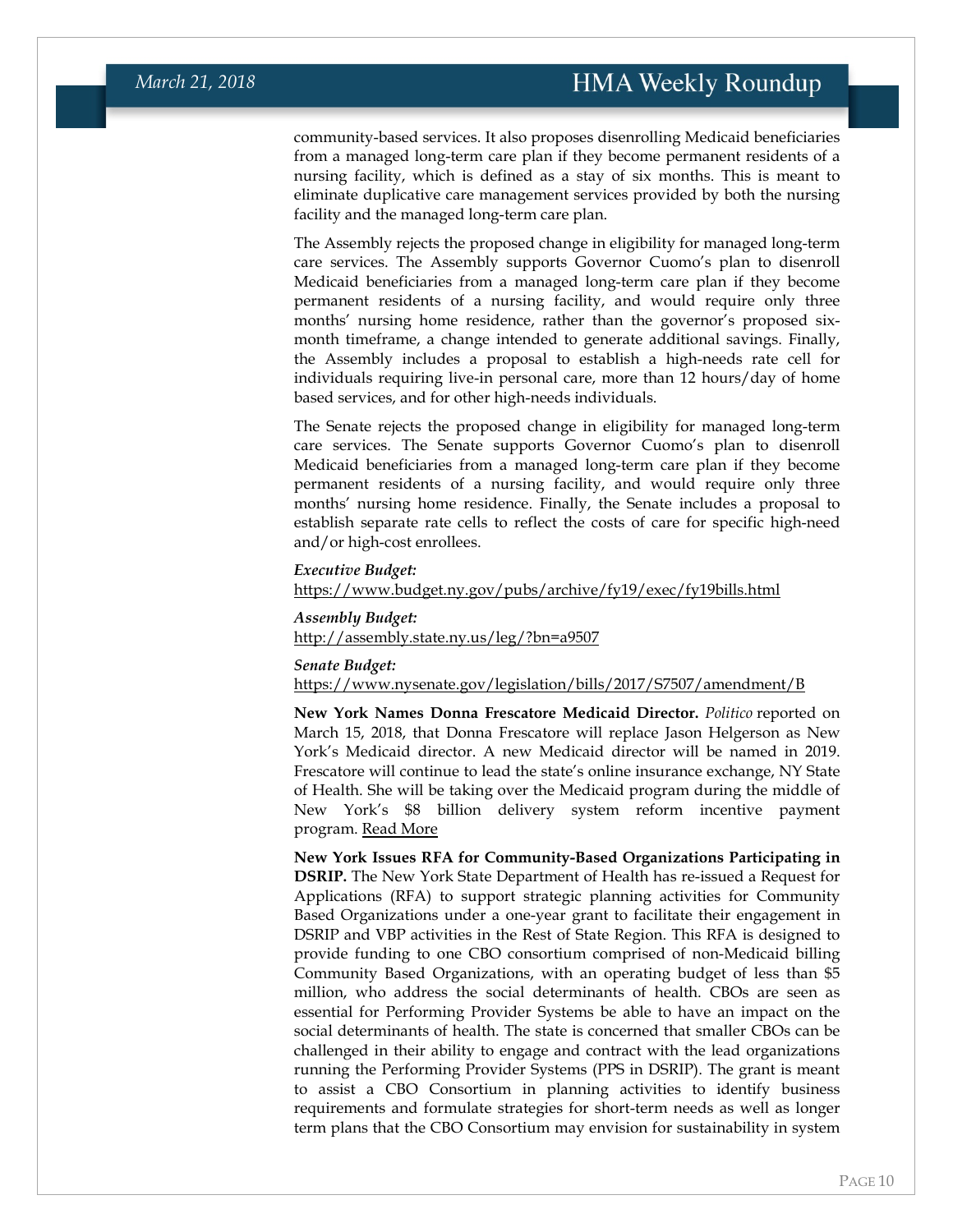community-based services. It also proposes disenrolling Medicaid beneficiaries from a managed long-term care plan if they become permanent residents of a nursing facility, which is defined as a stay of six months. This is meant to eliminate duplicative care management services provided by both the nursing facility and the managed long-term care plan.

The Assembly rejects the proposed change in eligibility for managed long-term care services. The Assembly supports Governor Cuomo's plan to disenroll Medicaid beneficiaries from a managed long-term care plan if they become permanent residents of a nursing facility, and would require only three months' nursing home residence, rather than the governor's proposed six-month timeframe, a change intended to generate additional savings. Finally, the Assembly includes a proposal to establish a high-needs rate cell for individuals requiring live-in personal care, more than 12 hours/day of home based services, and for other high-needs individuals.

The Senate rejects the proposed change in eligibility for managed long-term care services. The Senate supports Governor Cuomo's plan to disenroll Medicaid beneficiaries from a managed long-term care plan if they become permanent residents of a nursing facility, and would require only three months' nursing home residence. Finally, the Senate includes a proposal to establish separate rate cells to reflect the costs of care for specific high-need and/or high-cost enrollees.

***Executive Budget:***
https://www.budget.ny.gov/pubs/archive/fy19/exec/fy19bills.html

***Assembly Budget:***
http://assembly.state.ny.us/leg/?bn=a9507

***Senate Budget:***
https://www.nysenate.gov/legislation/bills/2017/S7507/amendment/B

**New York Names Donna Frescatore Medicaid Director.** *Politico* reported on March 15, 2018, that Donna Frescatore will replace Jason Helgerson as New York's Medicaid director. A new Medicaid director will be named in 2019. Frescatore will continue to lead the state's online insurance exchange, NY State of Health. She will be taking over the Medicaid program during the middle of New York's $8 billion delivery system reform incentive payment program. Read More

**New York Issues RFA for Community-Based Organizations Participating in DSRIP.** The New York State Department of Health has re-issued a Request for Applications (RFA) to support strategic planning activities for Community Based Organizations under a one-year grant to facilitate their engagement in DSRIP and VBP activities in the Rest of State Region. This RFA is designed to provide funding to one CBO consortium comprised of non-Medicaid billing Community Based Organizations, with an operating budget of less than $5 million, who address the social determinants of health. CBOs are seen as essential for Performing Provider Systems be able to have an impact on the social determinants of health. The state is concerned that smaller CBOs can be challenged in their ability to engage and contract with the lead organizations running the Performing Provider Systems (PPS in DSRIP). The grant is meant to assist a CBO Consortium in planning activities to identify business requirements and formulate strategies for short-term needs as well as longer term plans that the CBO Consortium may envision for sustainability in system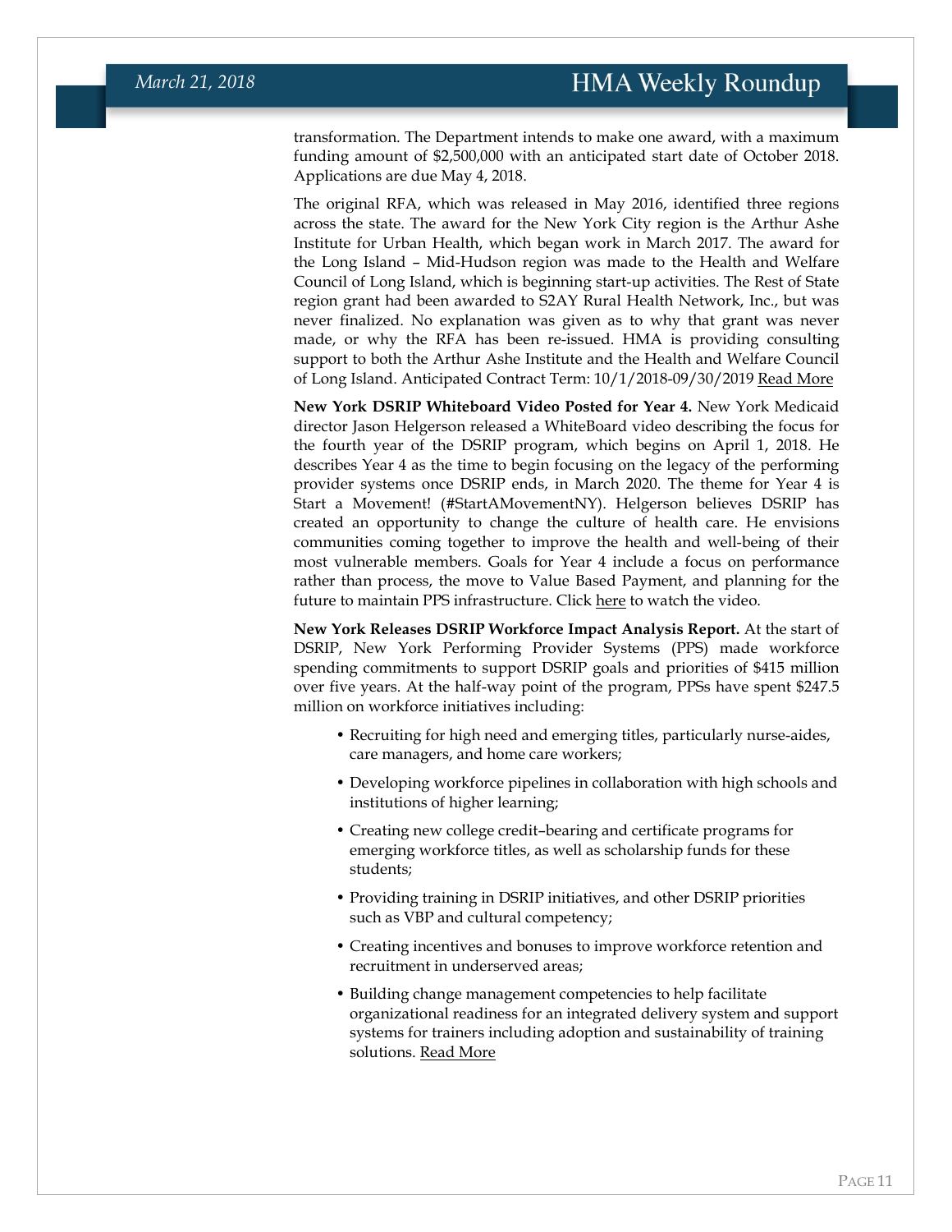transformation. The Department intends to make one award, with a maximum funding amount of $2,500,000 with an anticipated start date of October 2018. Applications are due May 4, 2018.

The original RFA, which was released in May 2016, identified three regions across the state. The award for the New York City region is the Arthur Ashe Institute for Urban Health, which began work in March 2017. The award for the Long Island – Mid-Hudson region was made to the Health and Welfare Council of Long Island, which is beginning start-up activities. The Rest of State region grant had been awarded to S2AY Rural Health Network, Inc., but was never finalized. No explanation was given as to why that grant was never made, or why the RFA has been re-issued. HMA is providing consulting support to both the Arthur Ashe Institute and the Health and Welfare Council of Long Island. Anticipated Contract Term: 10/1/2018-09/30/2019 Read More

**New York DSRIP Whiteboard Video Posted for Year 4.** New York Medicaid director Jason Helgerson released a WhiteBoard video describing the focus for the fourth year of the DSRIP program, which begins on April 1, 2018. He describes Year 4 as the time to begin focusing on the legacy of the performing provider systems once DSRIP ends, in March 2020. The theme for Year 4 is Start a Movement! (#StartAMovementNY). Helgerson believes DSRIP has created an opportunity to change the culture of health care. He envisions communities coming together to improve the health and well-being of their most vulnerable members. Goals for Year 4 include a focus on performance rather than process, the move to Value Based Payment, and planning for the future to maintain PPS infrastructure. Click here to watch the video.

**New York Releases DSRIP Workforce Impact Analysis Report.** At the start of DSRIP, New York Performing Provider Systems (PPS) made workforce spending commitments to support DSRIP goals and priorities of $415 million over five years. At the half-way point of the program, PPSs have spent $247.5 million on workforce initiatives including:

- Recruiting for high need and emerging titles, particularly nurse-aides, care managers, and home care workers;
- Developing workforce pipelines in collaboration with high schools and institutions of higher learning;
- Creating new college credit–bearing and certificate programs for emerging workforce titles, as well as scholarship funds for these students;
- Providing training in DSRIP initiatives, and other DSRIP priorities such as VBP and cultural competency;
- Creating incentives and bonuses to improve workforce retention and recruitment in underserved areas;
- Building change management competencies to help facilitate organizational readiness for an integrated delivery system and support systems for trainers including adoption and sustainability of training solutions. Read More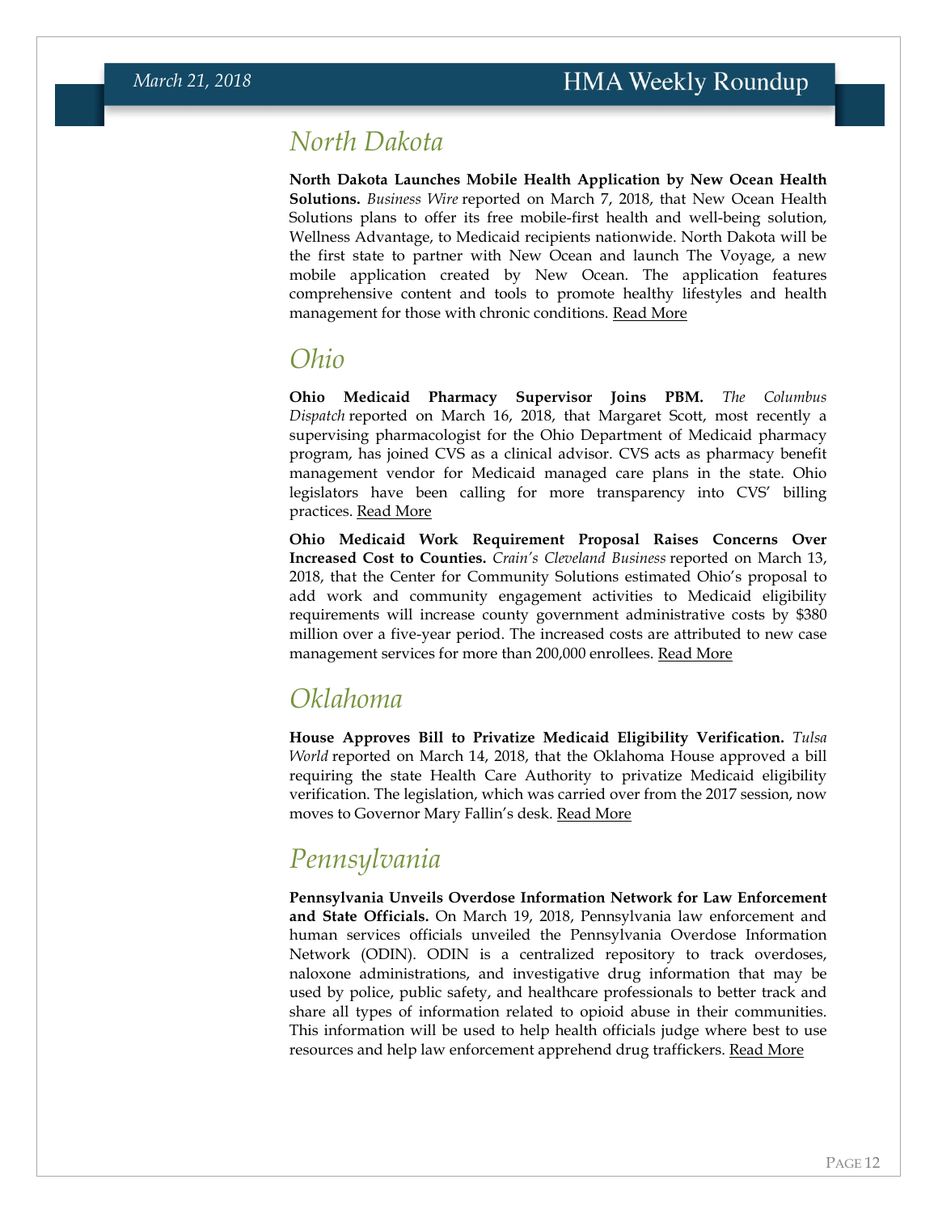## North Dakota

**North Dakota Launches Mobile Health Application by New Ocean Health Solutions.** *Business Wire* reported on March 7, 2018, that New Ocean Health Solutions plans to offer its free mobile-first health and well-being solution, Wellness Advantage, to Medicaid recipients nationwide. North Dakota will be the first state to partner with New Ocean and launch The Voyage, a new mobile application created by New Ocean. The application features comprehensive content and tools to promote healthy lifestyles and health management for those with chronic conditions. Read More

## Ohio

**Ohio Medicaid Pharmacy Supervisor Joins PBM.** *The Columbus Dispatch* reported on March 16, 2018, that Margaret Scott, most recently a supervising pharmacologist for the Ohio Department of Medicaid pharmacy program, has joined CVS as a clinical advisor. CVS acts as pharmacy benefit management vendor for Medicaid managed care plans in the state. Ohio legislators have been calling for more transparency into CVS' billing practices. Read More

**Ohio Medicaid Work Requirement Proposal Raises Concerns Over Increased Cost to Counties.** *Crain's Cleveland Business* reported on March 13, 2018, that the Center for Community Solutions estimated Ohio's proposal to add work and community engagement activities to Medicaid eligibility requirements will increase county government administrative costs by $380 million over a five-year period. The increased costs are attributed to new case management services for more than 200,000 enrollees. Read More

## Oklahoma

**House Approves Bill to Privatize Medicaid Eligibility Verification.** *Tulsa World* reported on March 14, 2018, that the Oklahoma House approved a bill requiring the state Health Care Authority to privatize Medicaid eligibility verification. The legislation, which was carried over from the 2017 session, now moves to Governor Mary Fallin's desk. Read More

## Pennsylvania

**Pennsylvania Unveils Overdose Information Network for Law Enforcement and State Officials.** On March 19, 2018, Pennsylvania law enforcement and human services officials unveiled the Pennsylvania Overdose Information Network (ODIN). ODIN is a centralized repository to track overdoses, naloxone administrations, and investigative drug information that may be used by police, public safety, and healthcare professionals to better track and share all types of information related to opioid abuse in their communities. This information will be used to help health officials judge where best to use resources and help law enforcement apprehend drug traffickers. Read More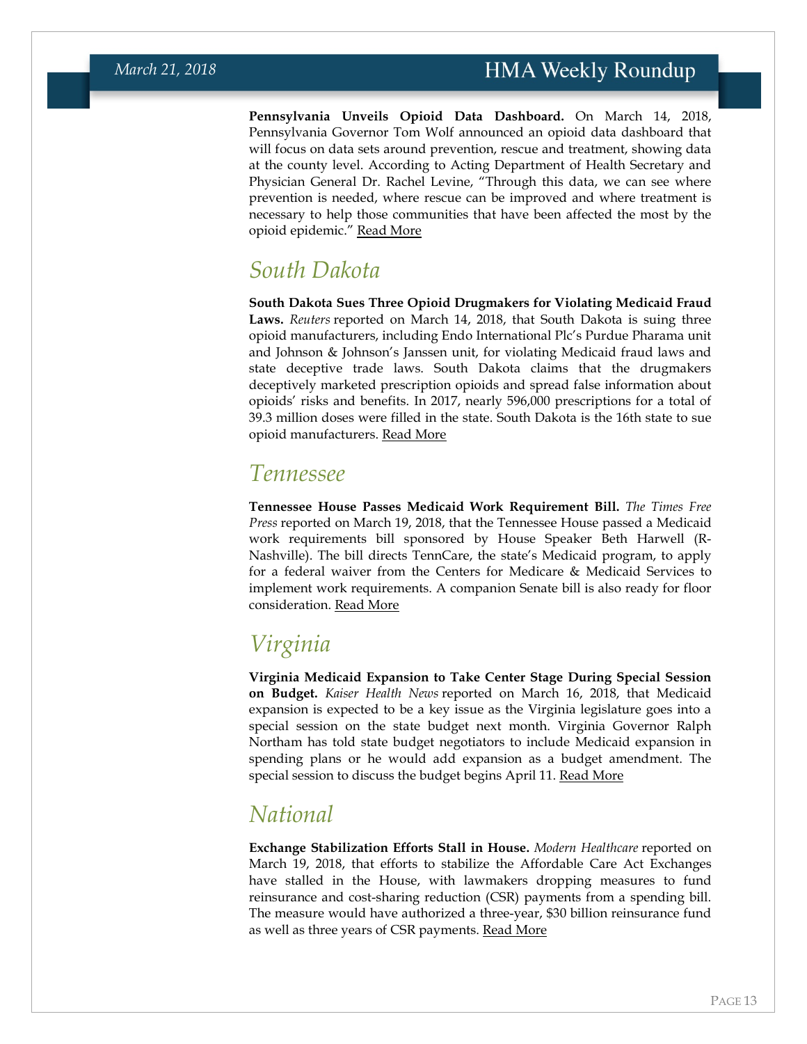**Pennsylvania Unveils Opioid Data Dashboard.** On March 14, 2018, Pennsylvania Governor Tom Wolf announced an opioid data dashboard that will focus on data sets around prevention, rescue and treatment, showing data at the county level. According to Acting Department of Health Secretary and Physician General Dr. Rachel Levine, "Through this data, we can see where prevention is needed, where rescue can be improved and where treatment is necessary to help those communities that have been affected the most by the opioid epidemic." Read More

## South Dakota

**South Dakota Sues Three Opioid Drugmakers for Violating Medicaid Fraud Laws.** *Reuters* reported on March 14, 2018, that South Dakota is suing three opioid manufacturers, including Endo International Plc's Purdue Pharama unit and Johnson & Johnson's Janssen unit, for violating Medicaid fraud laws and state deceptive trade laws. South Dakota claims that the drugmakers deceptively marketed prescription opioids and spread false information about opioids' risks and benefits. In 2017, nearly 596,000 prescriptions for a total of 39.3 million doses were filled in the state. South Dakota is the 16th state to sue opioid manufacturers. Read More

## Tennessee

**Tennessee House Passes Medicaid Work Requirement Bill.** *The Times Free Press* reported on March 19, 2018, that the Tennessee House passed a Medicaid work requirements bill sponsored by House Speaker Beth Harwell (R-Nashville). The bill directs TennCare, the state's Medicaid program, to apply for a federal waiver from the Centers for Medicare & Medicaid Services to implement work requirements. A companion Senate bill is also ready for floor consideration. Read More

## Virginia

**Virginia Medicaid Expansion to Take Center Stage During Special Session on Budget.** *Kaiser Health News* reported on March 16, 2018, that Medicaid expansion is expected to be a key issue as the Virginia legislature goes into a special session on the state budget next month. Virginia Governor Ralph Northam has told state budget negotiators to include Medicaid expansion in spending plans or he would add expansion as a budget amendment. The special session to discuss the budget begins April 11. Read More

## National

**Exchange Stabilization Efforts Stall in House.** *Modern Healthcare* reported on March 19, 2018, that efforts to stabilize the Affordable Care Act Exchanges have stalled in the House, with lawmakers dropping measures to fund reinsurance and cost-sharing reduction (CSR) payments from a spending bill. The measure would have authorized a three-year, $30 billion reinsurance fund as well as three years of CSR payments. Read More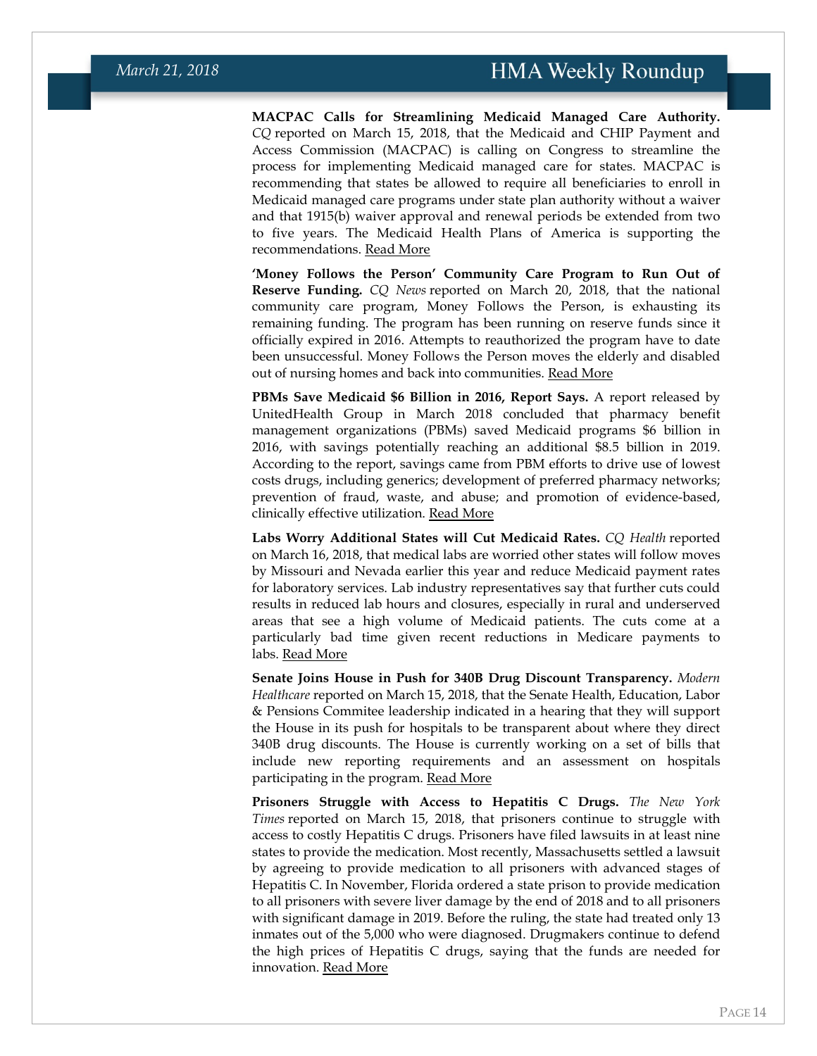**MACPAC Calls for Streamlining Medicaid Managed Care Authority.** *CQ* reported on March 15, 2018, that the Medicaid and CHIP Payment and Access Commission (MACPAC) is calling on Congress to streamline the process for implementing Medicaid managed care for states. MACPAC is recommending that states be allowed to require all beneficiaries to enroll in Medicaid managed care programs under state plan authority without a waiver and that 1915(b) waiver approval and renewal periods be extended from two to five years. The Medicaid Health Plans of America is supporting the recommendations. Read More

**'Money Follows the Person' Community Care Program to Run Out of Reserve Funding.** *CQ News* reported on March 20, 2018, that the national community care program, Money Follows the Person, is exhausting its remaining funding. The program has been running on reserve funds since it officially expired in 2016. Attempts to reauthorized the program have to date been unsuccessful. Money Follows the Person moves the elderly and disabled out of nursing homes and back into communities. Read More

**PBMs Save Medicaid $6 Billion in 2016, Report Says.** A report released by UnitedHealth Group in March 2018 concluded that pharmacy benefit management organizations (PBMs) saved Medicaid programs $6 billion in 2016, with savings potentially reaching an additional $8.5 billion in 2019. According to the report, savings came from PBM efforts to drive use of lowest costs drugs, including generics; development of preferred pharmacy networks; prevention of fraud, waste, and abuse; and promotion of evidence-based, clinically effective utilization. Read More

**Labs Worry Additional States will Cut Medicaid Rates.** *CQ Health* reported on March 16, 2018, that medical labs are worried other states will follow moves by Missouri and Nevada earlier this year and reduce Medicaid payment rates for laboratory services. Lab industry representatives say that further cuts could results in reduced lab hours and closures, especially in rural and underserved areas that see a high volume of Medicaid patients. The cuts come at a particularly bad time given recent reductions in Medicare payments to labs. Read More

**Senate Joins House in Push for 340B Drug Discount Transparency.** *Modern Healthcare* reported on March 15, 2018, that the Senate Health, Education, Labor & Pensions Commitee leadership indicated in a hearing that they will support the House in its push for hospitals to be transparent about where they direct 340B drug discounts. The House is currently working on a set of bills that include new reporting requirements and an assessment on hospitals participating in the program. Read More

**Prisoners Struggle with Access to Hepatitis C Drugs.** *The New York Times* reported on March 15, 2018, that prisoners continue to struggle with access to costly Hepatitis C drugs. Prisoners have filed lawsuits in at least nine states to provide the medication. Most recently, Massachusetts settled a lawsuit by agreeing to provide medication to all prisoners with advanced stages of Hepatitis C. In November, Florida ordered a state prison to provide medication to all prisoners with severe liver damage by the end of 2018 and to all prisoners with significant damage in 2019. Before the ruling, the state had treated only 13 inmates out of the 5,000 who were diagnosed. Drugmakers continue to defend the high prices of Hepatitis C drugs, saying that the funds are needed for innovation. Read More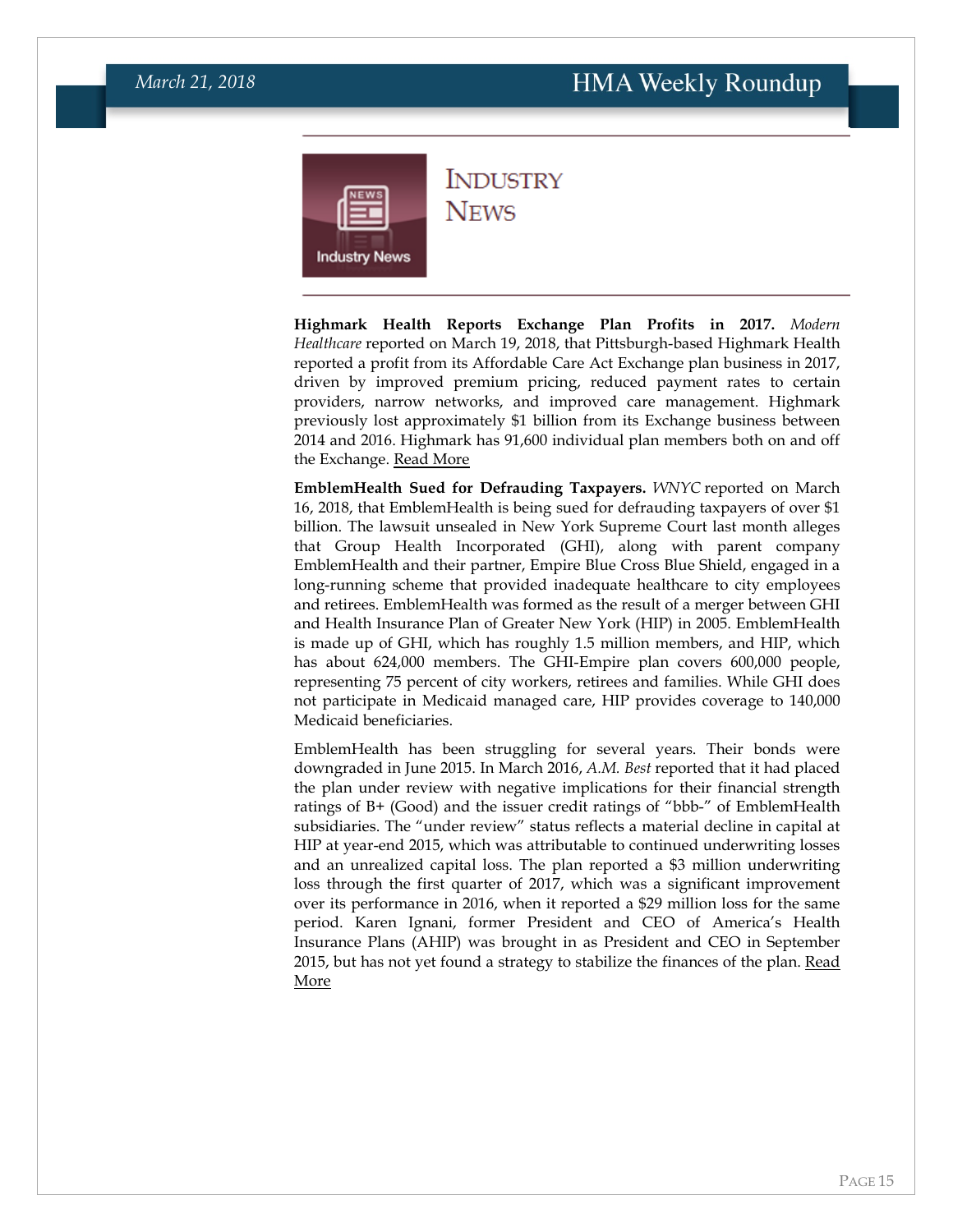# Industry News

**Highmark Health Reports Exchange Plan Profits in 2017.** *Modern Healthcare* reported on March 19, 2018, that Pittsburgh-based Highmark Health reported a profit from its Affordable Care Act Exchange plan business in 2017, driven by improved premium pricing, reduced payment rates to certain providers, narrow networks, and improved care management. Highmark previously lost approximately $1 billion from its Exchange business between 2014 and 2016. Highmark has 91,600 individual plan members both on and off the Exchange. Read More

**EmblemHealth Sued for Defrauding Taxpayers.** *WNYC* reported on March 16, 2018, that EmblemHealth is being sued for defrauding taxpayers of over $1 billion. The lawsuit unsealed in New York Supreme Court last month alleges that Group Health Incorporated (GHI), along with parent company EmblemHealth and their partner, Empire Blue Cross Blue Shield, engaged in a long-running scheme that provided inadequate healthcare to city employees and retirees. EmblemHealth was formed as the result of a merger between GHI and Health Insurance Plan of Greater New York (HIP) in 2005. EmblemHealth is made up of GHI, which has roughly 1.5 million members, and HIP, which has about 624,000 members. The GHI-Empire plan covers 600,000 people, representing 75 percent of city workers, retirees and families. While GHI does not participate in Medicaid managed care, HIP provides coverage to 140,000 Medicaid beneficiaries.

EmblemHealth has been struggling for several years. Their bonds were downgraded in June 2015. In March 2016, *A.M. Best* reported that it had placed the plan under review with negative implications for their financial strength ratings of B+ (Good) and the issuer credit ratings of "bbb-" of EmblemHealth subsidiaries. The "under review" status reflects a material decline in capital at HIP at year-end 2015, which was attributable to continued underwriting losses and an unrealized capital loss. The plan reported a $3 million underwriting loss through the first quarter of 2017, which was a significant improvement over its performance in 2016, when it reported a $29 million loss for the same period. Karen Ignani, former President and CEO of America's Health Insurance Plans (AHIP) was brought in as President and CEO in September 2015, but has not yet found a strategy to stabilize the finances of the plan. Read More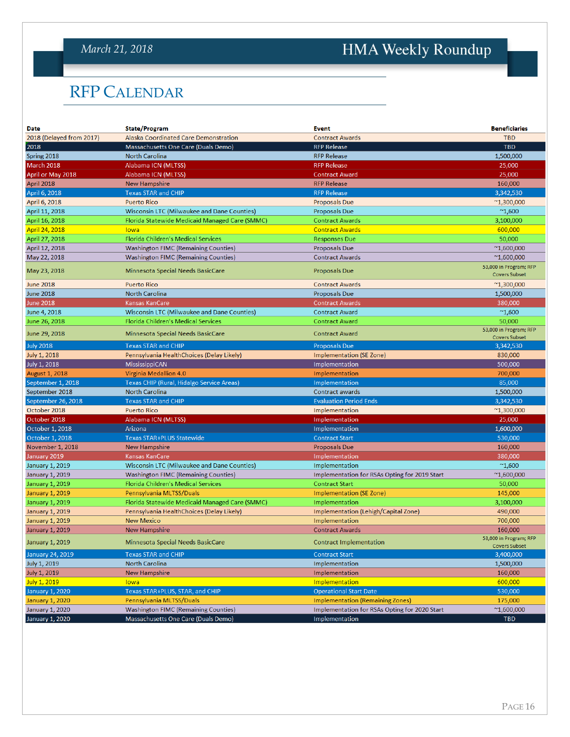# RFP Calendar

| Date | State/Program | Event | Beneficiaries |
|---|---|---|---|
| 2018 (Delayed from 2017) | Alaska Coordinated Care Demonstration | Contract Awards | TBD |
| 2018 | Massachusetts One Care (Duals Demo) | RFP Release | TBD |
| Spring 2018 | North Carolina | RFP Release | 1,500,000 |
| March 2018 | Alabama ICN (MLTSS) | RFP Release | 25,000 |
| April or May 2018 | Alabama ICN (MLTSS) | Contract Award | 25,000 |
| April 2018 | New Hampshire | RFP Release | 160,000 |
| April 6, 2018 | Texas STAR and CHIP | RFP Release | 3,342,530 |
| April 6, 2018 | Puerto Rico | Proposals Due | ~1,300,000 |
| April 11, 2018 | Wisconsin LTC (Milwaukee and Dane Counties) | Proposals Due | ~1,600 |
| April 16, 2018 | Florida Statewide Medicaid Managed Care (SMMC) | Contract Awards | 3,100,000 |
| April 24, 2018 | Iowa | Contract Awards | 600,000 |
| April 27, 2018 | Florida Children's Medical Services | Responses Due | 50,000 |
| April 12, 2018 | Washington FIMC (Remaining Counties) | Proposals Due | ~1,600,000 |
| May 22, 2018 | Washington FIMC (Remaining Counties) | Contract Awards | ~1,600,000 |
| May 23, 2018 | Minnesota Special Needs BasicCare | Proposals Due | 53,000 in Program; RFP Covers Subset |
| June 2018 | Puerto Rico | Contract Awards | ~1,300,000 |
| June 2018 | North Carolina | Proposals Due | 1,500,000 |
| June 2018 | Kansas KanCare | Contract Awards | 380,000 |
| June 4, 2018 | Wisconsin LTC (Milwaukee and Dane Counties) | Contract Award | ~1,600 |
| June 26, 2018 | Florida Children's Medical Services | Contract Award | 50,000 |
| June 29, 2018 | Minnesota Special Needs BasicCare | Contract Award | 53,000 in Program; RFP Covers Subset |
| July 2018 | Texas STAR and CHIP | Proposals Due | 3,342,530 |
| July 1, 2018 | Pennsylvania HealthChoices (Delay Likely) | Implementation (SE Zone) | 830,000 |
| July 1, 2018 | MississippiCAN | Implementation | 500,000 |
| August 1, 2018 | Virginia Medallion 4.0 | Implementation | 700,000 |
| September 1, 2018 | Texas CHIP (Rural, Hidalgo Service Areas) | Implementation | 85,000 |
| September 2018 | North Carolina | Contract awards | 1,500,000 |
| September 26, 2018 | Texas STAR and CHIP | Evaluation Period Ends | 3,342,530 |
| October 2018 | Puerto Rico | Implementation | ~1,300,000 |
| October 2018 | Alabama ICN (MLTSS) | Implementation | 25,000 |
| October 1, 2018 | Arizona | Implementation | 1,600,000 |
| October 1, 2018 | Texas STAR+PLUS Statewide | Contract Start | 530,000 |
| November 1, 2018 | New Hampshire | Proposals Due | 160,000 |
| January 2019 | Kansas KanCare | Implementation | 380,000 |
| January 1, 2019 | Wisconsin LTC (Milwaukee and Dane Counties) | Implementation | ~1,600 |
| January 1, 2019 | Washington FIMC (Remaining Counties) | Implementation for RSAs Opting for 2019 Start | ~1,600,000 |
| January 1, 2019 | Florida Children's Medical Services | Contract Start | 50,000 |
| January 1, 2019 | Pennsylvania MLTSS/Duals | Implementation (SE Zone) | 145,000 |
| January 1, 2019 | Florida Statewide Medicaid Managed Care (SMMC) | Implementation | 3,100,000 |
| January 1, 2019 | Pennsylvania HealthChoices (Delay Likely) | Implementation (Lehigh/Capital Zone) | 490,000 |
| January 1, 2019 | New Mexico | Implementation | 700,000 |
| January 1, 2019 | New Hampshire | Contract Awards | 160,000 |
| January 1, 2019 | Minnesota Special Needs BasicCare | Contract Implementation | 53,000 in Program; RFP Covers Subset |
| January 24, 2019 | Texas STAR and CHIP | Contract Start | 3,400,000 |
| July 1, 2019 | North Carolina | Implementation | 1,500,000 |
| July 1, 2019 | New Hampshire | Implementation | 160,000 |
| July 1, 2019 | Iowa | Implementation | 600,000 |
| January 1, 2020 | Texas STAR+PLUS, STAR, and CHIP | Operational Start Date | 530,000 |
| January 1, 2020 | Pennsylvania MLTSS/Duals | Implementation (Remaining Zones) | 175,000 |
| January 1, 2020 | Washington FIMC (Remaining Counties) | Implementation for RSAs Opting for 2020 Start | ~1,600,000 |
| January 1, 2020 | Massachusetts One Care (Duals Demo) | Implementation | TBD |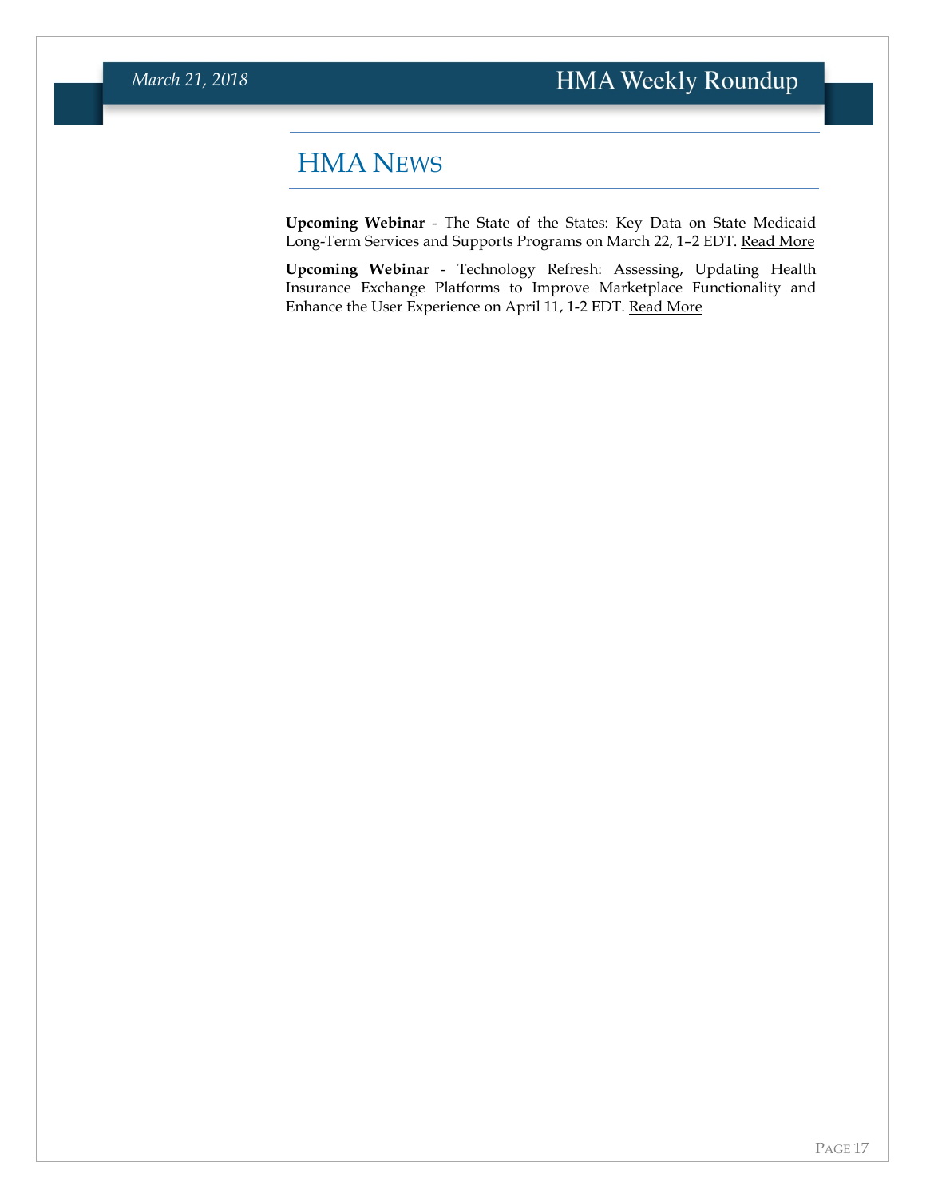## HMA News

**Upcoming Webinar** - The State of the States: Key Data on State Medicaid Long-Term Services and Supports Programs on March 22, 1–2 EDT. Read More

**Upcoming Webinar** - Technology Refresh: Assessing, Updating Health Insurance Exchange Platforms to Improve Marketplace Functionality and Enhance the User Experience on April 11, 1-2 EDT. Read More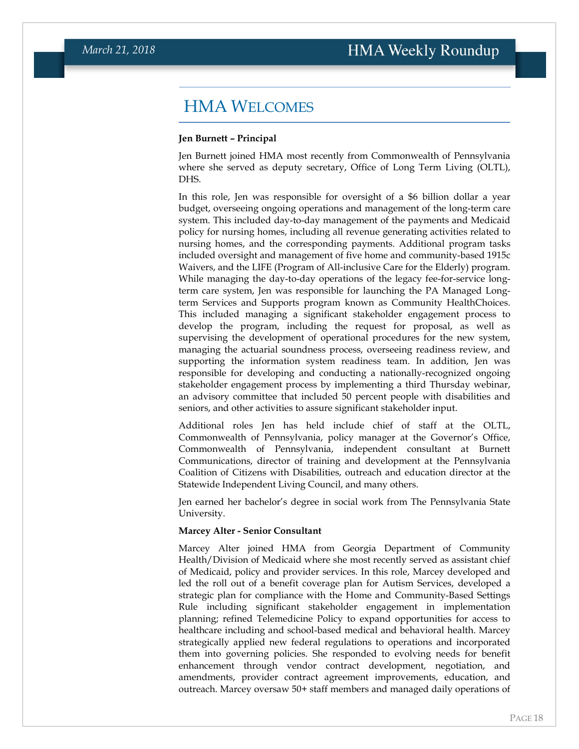# HMA Welcomes

**Jen Burnett – Principal**

Jen Burnett joined HMA most recently from Commonwealth of Pennsylvania where she served as deputy secretary, Office of Long Term Living (OLTL), DHS.

In this role, Jen was responsible for oversight of a $6 billion dollar a year budget, overseeing ongoing operations and management of the long-term care system. This included day-to-day management of the payments and Medicaid policy for nursing homes, including all revenue generating activities related to nursing homes, and the corresponding payments. Additional program tasks included oversight and management of five home and community-based 1915c Waivers, and the LIFE (Program of All-inclusive Care for the Elderly) program. While managing the day-to-day operations of the legacy fee-for-service long-term care system, Jen was responsible for launching the PA Managed Long-term Services and Supports program known as Community HealthChoices. This included managing a significant stakeholder engagement process to develop the program, including the request for proposal, as well as supervising the development of operational procedures for the new system, managing the actuarial soundness process, overseeing readiness review, and supporting the information system readiness team. In addition, Jen was responsible for developing and conducting a nationally-recognized ongoing stakeholder engagement process by implementing a third Thursday webinar, an advisory committee that included 50 percent people with disabilities and seniors, and other activities to assure significant stakeholder input.

Additional roles Jen has held include chief of staff at the OLTL, Commonwealth of Pennsylvania, policy manager at the Governor's Office, Commonwealth of Pennsylvania, independent consultant at Burnett Communications, director of training and development at the Pennsylvania Coalition of Citizens with Disabilities, outreach and education director at the Statewide Independent Living Council, and many others.

Jen earned her bachelor's degree in social work from The Pennsylvania State University.

**Marcey Alter - Senior Consultant**

Marcey Alter joined HMA from Georgia Department of Community Health/Division of Medicaid where she most recently served as assistant chief of Medicaid, policy and provider services. In this role, Marcey developed and led the roll out of a benefit coverage plan for Autism Services, developed a strategic plan for compliance with the Home and Community-Based Settings Rule including significant stakeholder engagement in implementation planning; refined Telemedicine Policy to expand opportunities for access to healthcare including and school-based medical and behavioral health. Marcey strategically applied new federal regulations to operations and incorporated them into governing policies. She responded to evolving needs for benefit enhancement through vendor contract development, negotiation, and amendments, provider contract agreement improvements, education, and outreach. Marcey oversaw 50+ staff members and managed daily operations of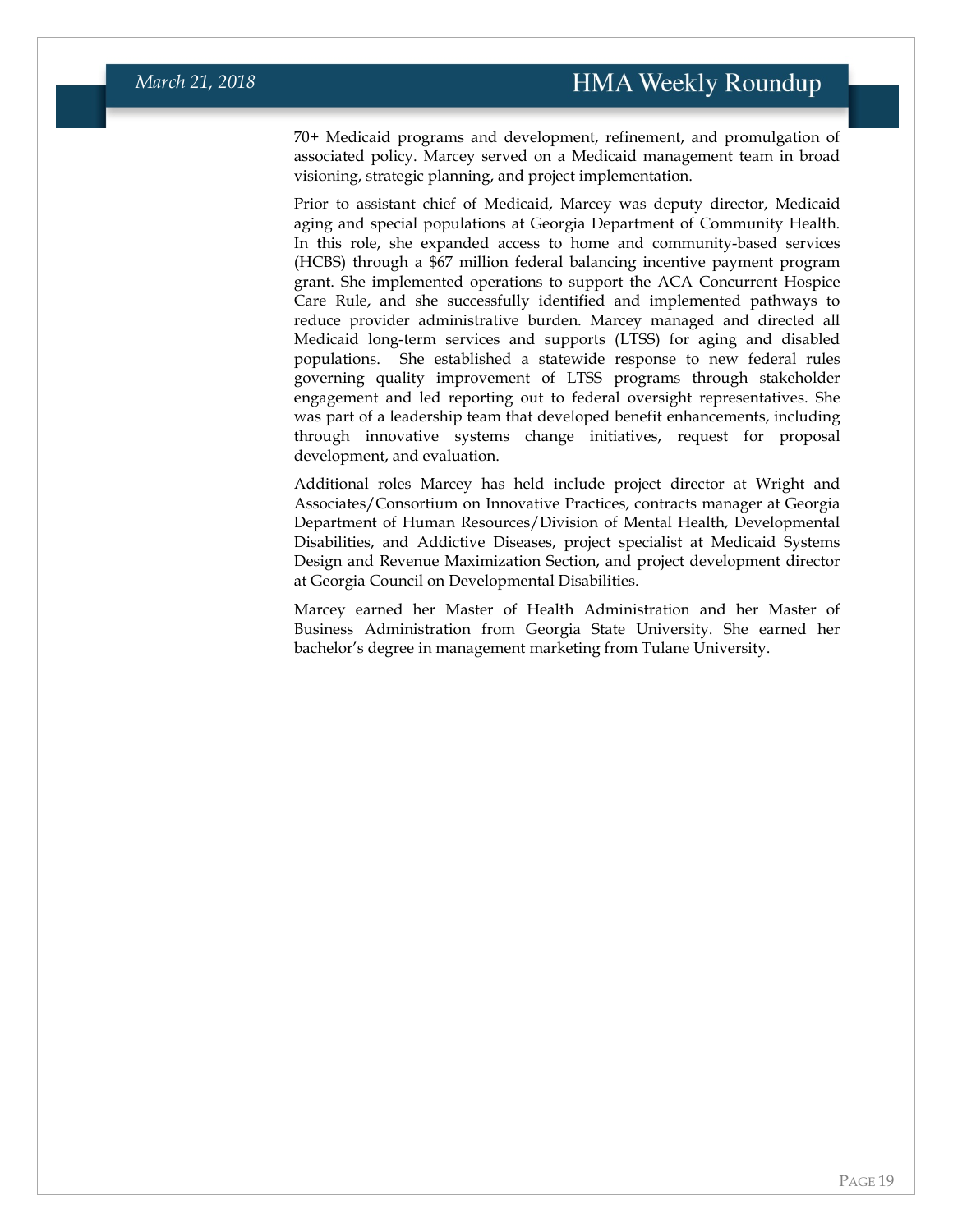70+ Medicaid programs and development, refinement, and promulgation of associated policy. Marcey served on a Medicaid management team in broad visioning, strategic planning, and project implementation.

Prior to assistant chief of Medicaid, Marcey was deputy director, Medicaid aging and special populations at Georgia Department of Community Health. In this role, she expanded access to home and community-based services (HCBS) through a $67 million federal balancing incentive payment program grant. She implemented operations to support the ACA Concurrent Hospice Care Rule, and she successfully identified and implemented pathways to reduce provider administrative burden. Marcey managed and directed all Medicaid long-term services and supports (LTSS) for aging and disabled populations. She established a statewide response to new federal rules governing quality improvement of LTSS programs through stakeholder engagement and led reporting out to federal oversight representatives. She was part of a leadership team that developed benefit enhancements, including through innovative systems change initiatives, request for proposal development, and evaluation.

Additional roles Marcey has held include project director at Wright and Associates/Consortium on Innovative Practices, contracts manager at Georgia Department of Human Resources/Division of Mental Health, Developmental Disabilities, and Addictive Diseases, project specialist at Medicaid Systems Design and Revenue Maximization Section, and project development director at Georgia Council on Developmental Disabilities.

Marcey earned her Master of Health Administration and her Master of Business Administration from Georgia State University. She earned her bachelor's degree in management marketing from Tulane University.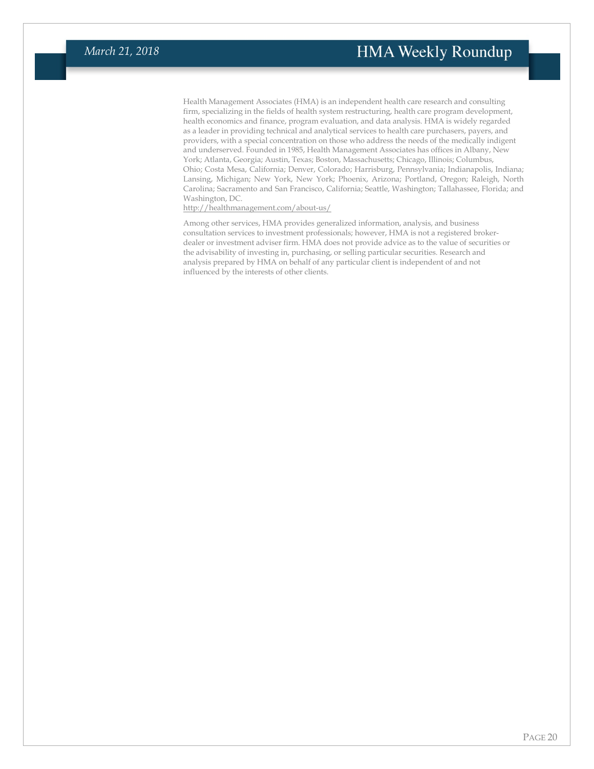Health Management Associates (HMA) is an independent health care research and consulting firm, specializing in the fields of health system restructuring, health care program development, health economics and finance, program evaluation, and data analysis. HMA is widely regarded as a leader in providing technical and analytical services to health care purchasers, payers, and providers, with a special concentration on those who address the needs of the medically indigent and underserved. Founded in 1985, Health Management Associates has offices in Albany, New York; Atlanta, Georgia; Austin, Texas; Boston, Massachusetts; Chicago, Illinois; Columbus, Ohio; Costa Mesa, California; Denver, Colorado; Harrisburg, Pennsylvania; Indianapolis, Indiana; Lansing, Michigan; New York, New York; Phoenix, Arizona; Portland, Oregon; Raleigh, North Carolina; Sacramento and San Francisco, California; Seattle, Washington; Tallahassee, Florida; and Washington, DC.
http://healthmanagement.com/about-us/

Among other services, HMA provides generalized information, analysis, and business consultation services to investment professionals; however, HMA is not a registered broker-dealer or investment adviser firm. HMA does not provide advice as to the value of securities or the advisability of investing in, purchasing, or selling particular securities. Research and analysis prepared by HMA on behalf of any particular client is independent of and not influenced by the interests of other clients.